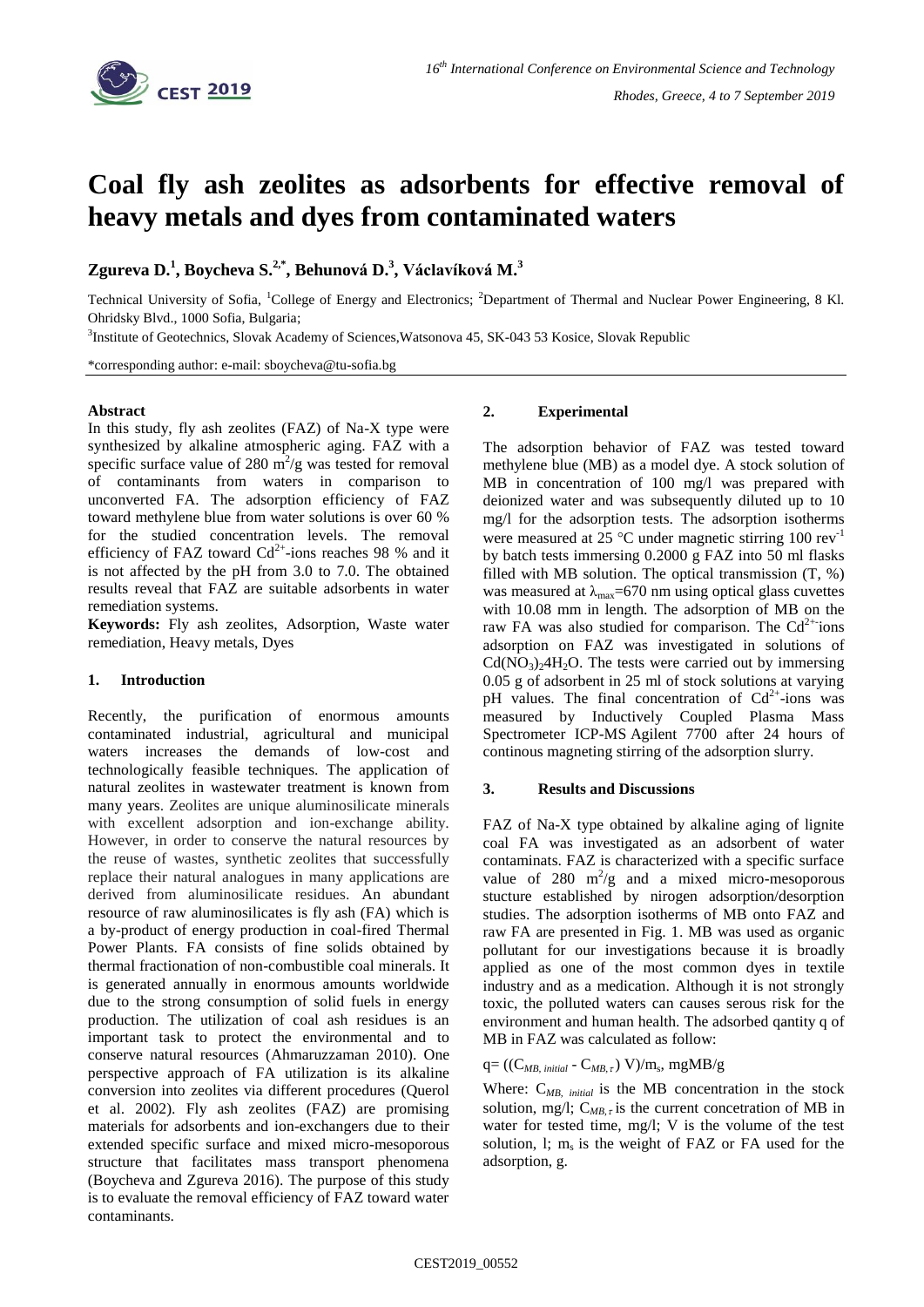# Coal fly ash zeolites as adsorbents for effective removal of heavy metals and dyes from contaminated waters

**Zgureva D.[1], Boycheva S.[2,*], Behunová D.[3], Václavíková M.[3]**

Technical University of Sofia, [1]College of Energy and Electronics; [2]Department of Thermal and Nuclear Power Engineering, 8 Kl. Ohridsky Blvd., 1000 Sofia, Bulgaria;

[3]Institute of Geotechnics, Slovak Academy of Sciences,Watsonova 45, SK-043 53 Kosice, Slovak Republic

*corresponding author: e-mail: sboycheva@tu-sofia.bg

### Abstract

In this study, fly ash zeolites (FAZ) of Na-X type were synthesized by alkaline atmospheric aging. FAZ with a specific surface value of 280 $m^2/g$ was tested for removal of contaminants from waters in comparison to unconverted FA. The adsorption efficiency of FAZ toward methylene blue from water solutions is over 60 % for the studied concentration levels. The removal efficiency of FAZ toward $Cd^{2+}$-ions reaches 98 % and it is not affected by the pH from 3.0 to 7.0. The obtained results reveal that FAZ are suitable adsorbents in water remediation systems.

**Keywords:** Fly ash zeolites, Adsorption, Waste water remediation, Heavy metals, Dyes

## 1. Introduction

Recently, the purification of enormous amounts contaminated industrial, agricultural and municipal waters increases the demands of low-cost and technologically feasible techniques. The application of natural zeolites in wastewater treatment is known from many years. Zeolites are unique aluminosilicate minerals with excellent adsorption and ion-exchange ability. However, in order to conserve the natural resources by the reuse of wastes, synthetic zeolites that successfully replace their natural analogues in many applications are derived from aluminosilicate residues. An abundant resource of raw aluminosilicates is fly ash (FA) which is a by-product of energy production in coal-fired Thermal Power Plants. FA consists of fine solids obtained by thermal fractionation of non-combustible coal minerals. It is generated annually in enormous amounts worldwide due to the strong consumption of solid fuels in energy production. The utilization of coal ash residues is an important task to protect the environmental and to conserve natural resources (Ahmaruzzaman 2010). One perspective approach of FA utilization is its alkaline conversion into zeolites via different procedures (Querol et al. 2002). Fly ash zeolites (FAZ) are promising materials for adsorbents and ion-exchangers due to their extended specific surface and mixed micro-mesoporous structure that facilitates mass transport phenomena (Boycheva and Zgureva 2016). The purpose of this study is to evaluate the removal efficiency of FAZ toward water contaminants.

## 2. Experimental

The adsorption behavior of FAZ was tested toward methylene blue (MB) as a model dye. A stock solution of MB in concentration of 100 mg/l was prepared with deionized water and was subsequently diluted up to 10 mg/l for the adsorption tests. The adsorption isotherms were measured at 25 °C under magnetic stirring 100 $rev^{-1}$ by batch tests immersing 0.2000 g FAZ into 50 ml flasks filled with MB solution. The optical transmission (T, %) was measured at $\lambda_{max}$=670 nm using optical glass cuvettes with 10.08 mm in length. The adsorption of MB on the raw FA was also studied for comparison. The $Cd^{2+}$-ions adsorption on FAZ was investigated in solutions of $Cd(NO_3)_2 4H_2O$. The tests were carried out by immersing 0.05 g of adsorbent in 25 ml of stock solutions at varying pH values. The final concentration of $Cd^{2+}$-ions was measured by Inductively Coupled Plasma Mass Spectrometer ICP-MS Agilent 7700 after 24 hours of continous magneting stirring of the adsorption slurry.

## 3. Results and Discussions

FAZ of Na-X type obtained by alkaline aging of lignite coal FA was investigated as an adsorbent of water contaminats. FAZ is characterized with a specific surface value of 280 $m^2/g$ and a mixed micro-mesoporous stucture established by nirogen adsorption/desorption studies. The adsorption isotherms of MB onto FAZ and raw FA are presented in Fig. 1. MB was used as organic pollutant for our investigations because it is broadly applied as one of the most common dyes in textile industry and as a medication. Although it is not strongly toxic, the polluted waters can causes serous risk for the environment and human health. The adsorbed qantity q of MB in FAZ was calculated as follow:

$$q = ((C_{MB,\,initial} - C_{MB,\tau})\,V)/m_s, \text{ mgMB/g}$$

Where: $C_{MB,\,initial}$ is the MB concentration in the stock solution, mg/l; $C_{MB,\tau}$ is the current concetration of MB in water for tested time, mg/l; V is the volume of the test solution, l; $m_s$ is the weight of FAZ or FA used for the adsorption, g.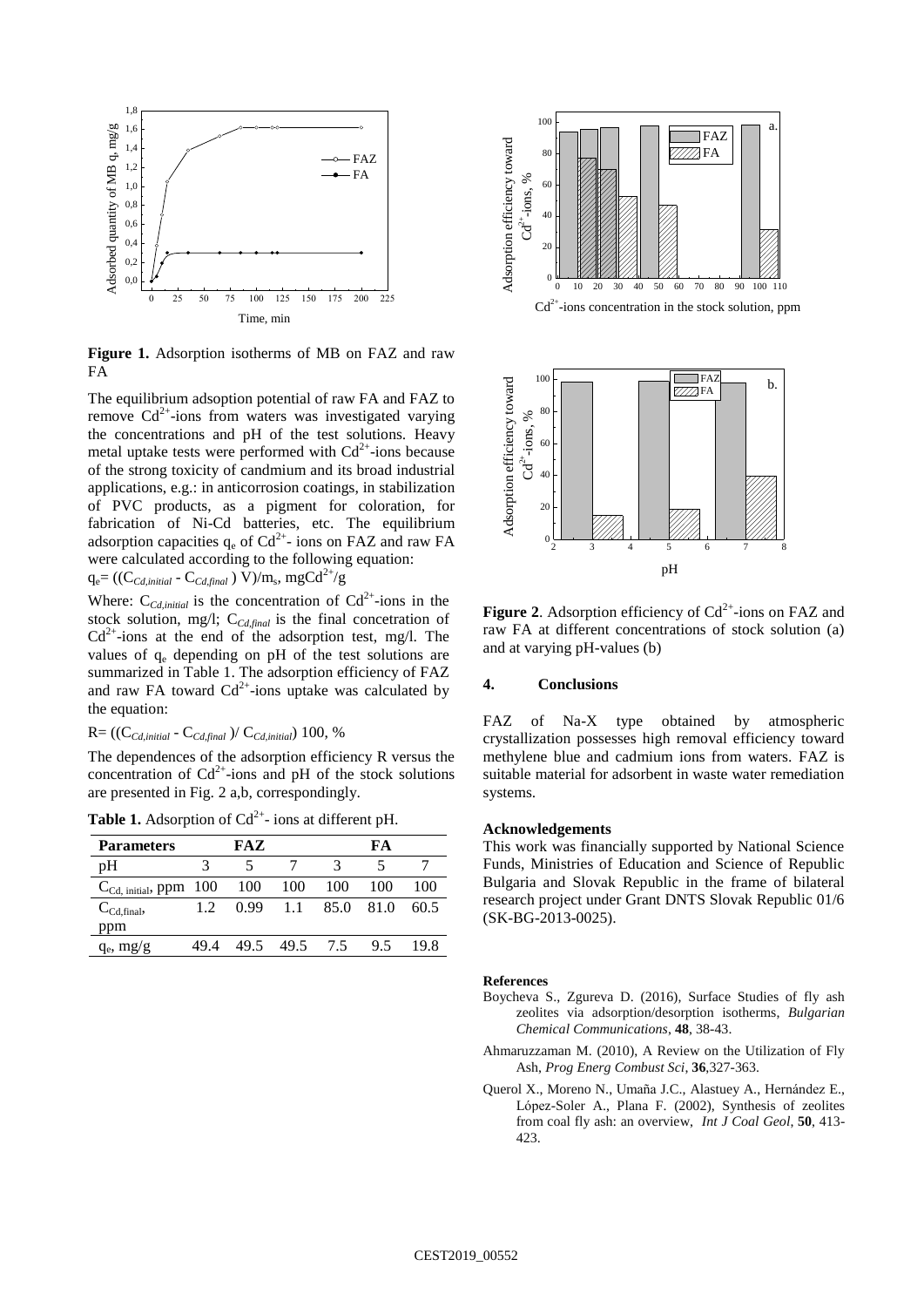1,8
1,6
1,4
1,2
1,0
0,8
0,6
0,4
0,2
0,0
0 25 50 75 100 125 150 175 200 225
Time, min
Adsorbed quantity of MB q, mg/g
FAZ
FA

**Figure 1.** Adsorption isotherms of MB on FAZ and raw FA

The equilibrium adsoption potential of raw FA and FAZ to remove $Cd^{2+}$-ions from waters was investigated varying the concentrations and pH of the test solutions. Heavy metal uptake tests were performed with $Cd^{2+}$-ions because of the strong toxicity of candmium and its broad industrial applications, e.g.: in anticorrosion coatings, in stabilization of PVC products, as a pigment for coloration, for fabrication of Ni-Cd batteries, etc. The equilibrium adsorption capacities $q_e$ of $Cd^{2+}$- ions on FAZ and raw FA were calculated according to the following equation:

$q_e= ((C_{Cd,initial} - C_{Cd,final}) V)/m_s$, $mgCd^{2+}/g$

Where: $C_{Cd,initial}$ is the concentration of $Cd^{2+}$-ions in the stock solution, mg/l; $C_{Cd,final}$ is the final concetration of $Cd^{2+}$-ions at the end of the adsorption test, mg/l. The values of $q_e$ depending on pH of the test solutions are summarized in Table 1. The adsorption efficiency of FAZ and raw FA toward $Cd^{2+}$-ions uptake was calculated by the equation:

$R= ((C_{Cd,initial} - C_{Cd,final})/ C_{Cd,initial})$ 100, %

The dependences of the adsorption efficiency R versus the concentration of $Cd^{2+}$-ions and pH of the stock solutions are presented in Fig. 2 a,b, correspondingly.

**Table 1.** Adsorption of $Cd^{2+}$- ions at different pH.

| Parameters | FAZ | | | FA | | |
|---|---|---|---|---|---|---|
| pH | 3 | 5 | 7 | 3 | 5 | 7 |
| $C_{Cd, initial}$, ppm | 100 | 100 | 100 | 100 | 100 | 100 |
| $C_{Cd,final}$, ppm | 1.2 | 0.99 | 1.1 | 85.0 | 81.0 | 60.5 |
| $q_e$, mg/g | 49.4 | 49.5 | 49.5 | 7.5 | 9.5 | 19.8 |

a.
FAZ
FA
Adsorption efficiency toward $Cd^{2+}$-ions, %
0 10 20 30 40 50 60 70 80 90 100 110
$Cd^{2+}$-ions concentration in the stock solution, ppm

b.
FAZ
FA
Adsorption efficiency toward $Cd^{2+}$-ions, %
2 3 4 5 6 7 8
pH

**Figure 2**. Adsorption efficiency of $Cd^{2+}$-ions on FAZ and raw FA at different concentrations of stock solution (a) and at varying pH-values (b)

## 4. Conclusions

FAZ of Na-X type obtained by atmospheric crystallization possesses high removal efficiency toward methylene blue and cadmium ions from waters. FAZ is suitable material for adsorbent in waste water remediation systems.

### Acknowledgements

This work was financially supported by National Science Funds, Ministries of Education and Science of Republic Bulgaria and Slovak Republic in the frame of bilateral research project under Grant DNTS Slovak Republic 01/6 (SK-BG-2013-0025).

### References

Boycheva S., Zgureva D. (2016), Surface Studies of fly ash zeolites via adsorption/desorption isotherms, *Bulgarian Chemical Communications*, **48**, 38-43.

Ahmaruzzaman M. (2010), A Review on the Utilization of Fly Ash, *Prog Energ Combust Sci*, **36**,327-363.

Querol X., Moreno N., Umaña J.C., Alastuey A., Hernández E., López-Soler A., Plana F. (2002), Synthesis of zeolites from coal fly ash: an overview, *Int J Coal Geol*, **50**, 413-423.